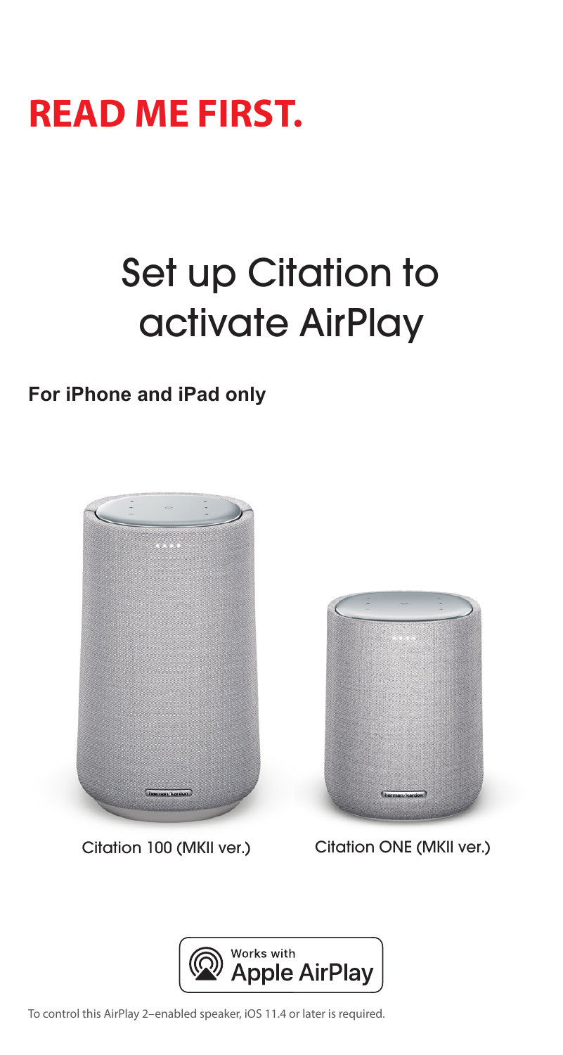# READ ME FIRST.

# Set up Citation to activate AirPlay

**For iPhone and iPad only**

Citation 100 (MKII ver.)

Citation ONE (MKII ver.)

Works with Apple AirPlay

To control this AirPlay 2–enabled speaker, iOS 11.4 or later is required.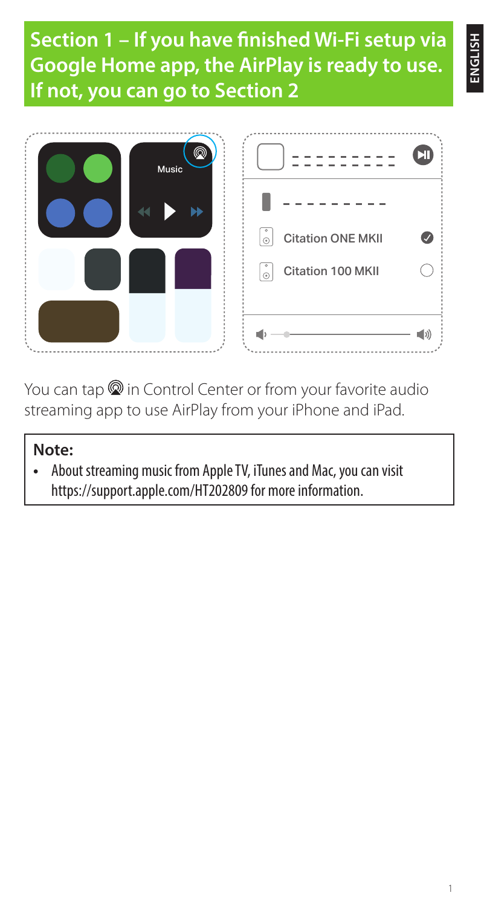# Section 1 – If you have finished Wi-Fi setup via Google Home app, the AirPlay is ready to use. If not, you can go to Section 2

You can tap ⦾ in Control Center or from your favorite audio streaming app to use AirPlay from your iPhone and iPad.

**Note:**

- About streaming music from Apple TV, iTunes and Mac, you can visit https://support.apple.com/HT202809 for more information.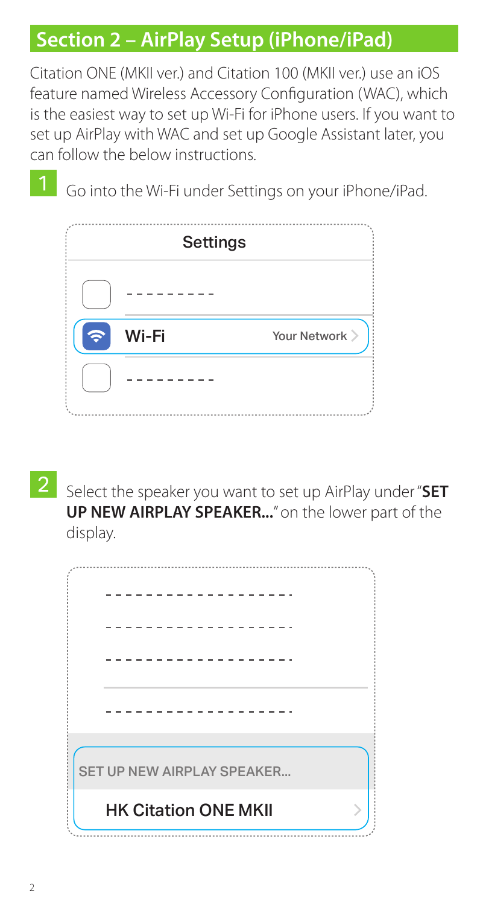## Section 2 – AirPlay Setup (iPhone/iPad)

Citation ONE (MKII ver.) and Citation 100 (MKII ver.) use an iOS feature named Wireless Accessory Configuration (WAC), which is the easiest way to set up Wi-Fi for iPhone users. If you want to set up AirPlay with WAC and set up Google Assistant later, you can follow the below instructions.

1. Go into the Wi-Fi under Settings on your iPhone/iPad.

   Settings

   Wi-Fi — Your Network

2. Select the speaker you want to set up AirPlay under "**SET UP NEW AIRPLAY SPEAKER...**" on the lower part of the display.

   SET UP NEW AIRPLAY SPEAKER...

   HK Citation ONE MKII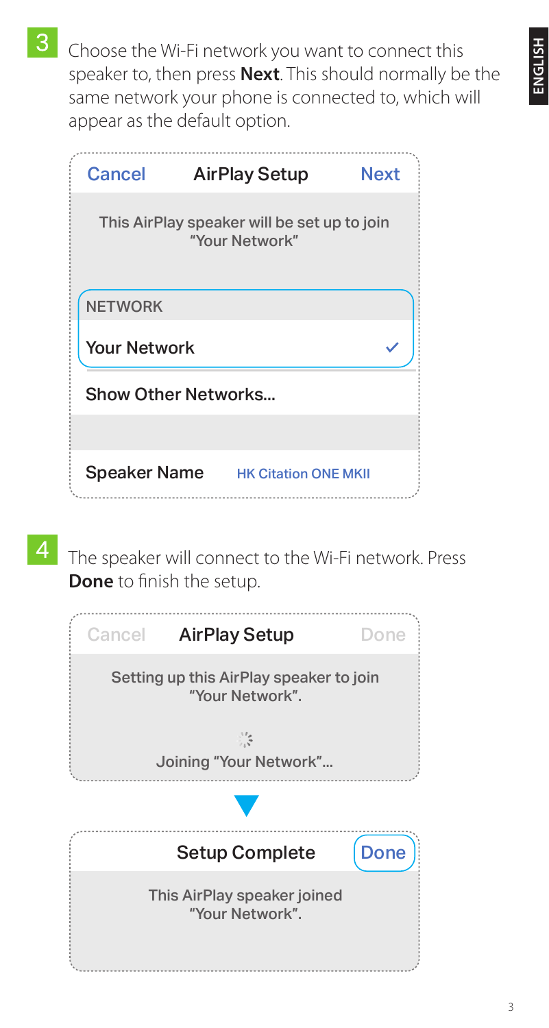3. Choose the Wi-Fi network you want to connect this speaker to, then press **Next**. This should normally be the same network your phone is connected to, which will appear as the default option.

Cancel AirPlay Setup Next

This AirPlay speaker will be set up to join "Your Network"

NETWORK

Your Network ✓

Show Other Networks...

Speaker Name HK Citation ONE MKII

4. The speaker will connect to the Wi-Fi network. Press **Done** to finish the setup.

Cancel AirPlay Setup Done

Setting up this AirPlay speaker to join "Your Network".

Joining "Your Network"...

Setup Complete Done

This AirPlay speaker joined "Your Network".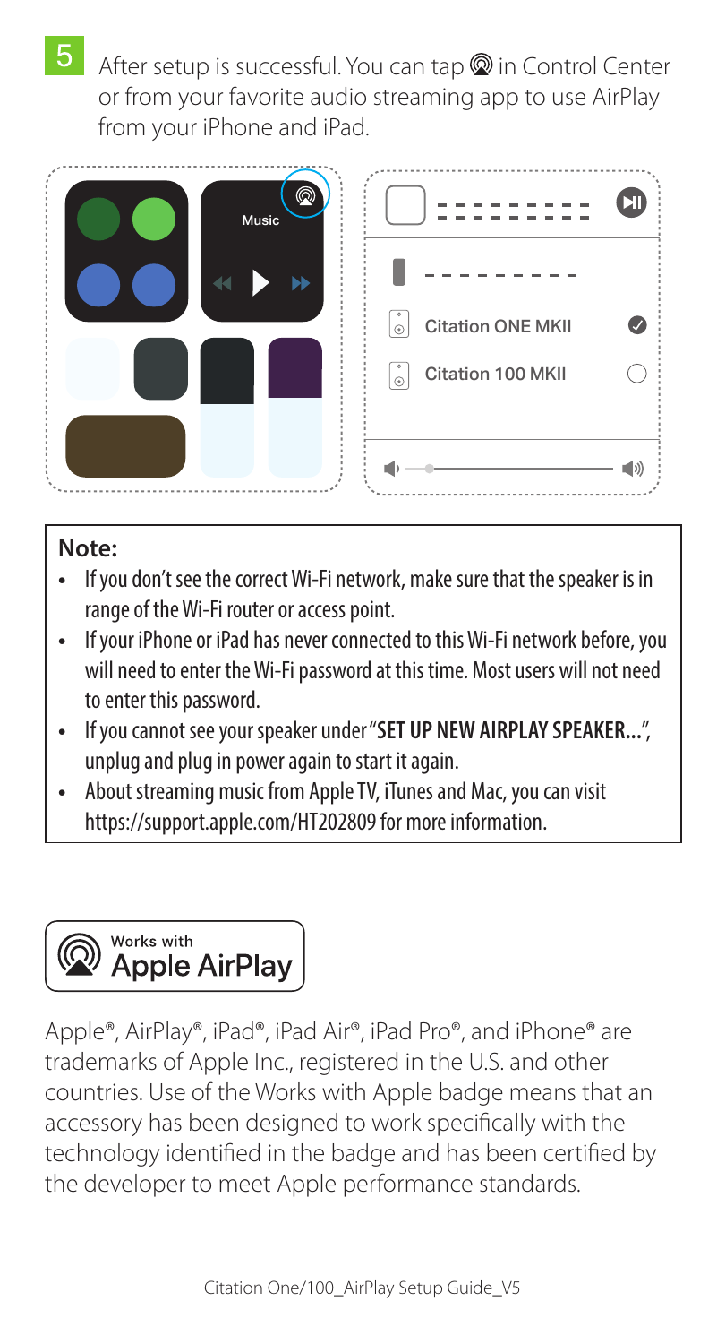5 After setup is successful. You can tap in Control Center or from your favorite audio streaming app to use AirPlay from your iPhone and iPad.

Music

Citation ONE MKII

Citation 100 MKII

**Note:**

- If you don't see the correct Wi-Fi network, make sure that the speaker is in range of the Wi-Fi router or access point.
- If your iPhone or iPad has never connected to this Wi-Fi network before, you will need to enter the Wi-Fi password at this time. Most users will not need to enter this password.
- If you cannot see your speaker under "**SET UP NEW AIRPLAY SPEAKER...**", unplug and plug in power again to start it again.
- About streaming music from Apple TV, iTunes and Mac, you can visit https://support.apple.com/HT202809 for more information.

Works with Apple AirPlay

Apple®, AirPlay®, iPad®, iPad Air®, iPad Pro®, and iPhone® are trademarks of Apple Inc., registered in the U.S. and other countries. Use of the Works with Apple badge means that an accessory has been designed to work specifically with the technology identified in the badge and has been certified by the developer to meet Apple performance standards.

Citation One/100_AirPlay Setup Guide_V5